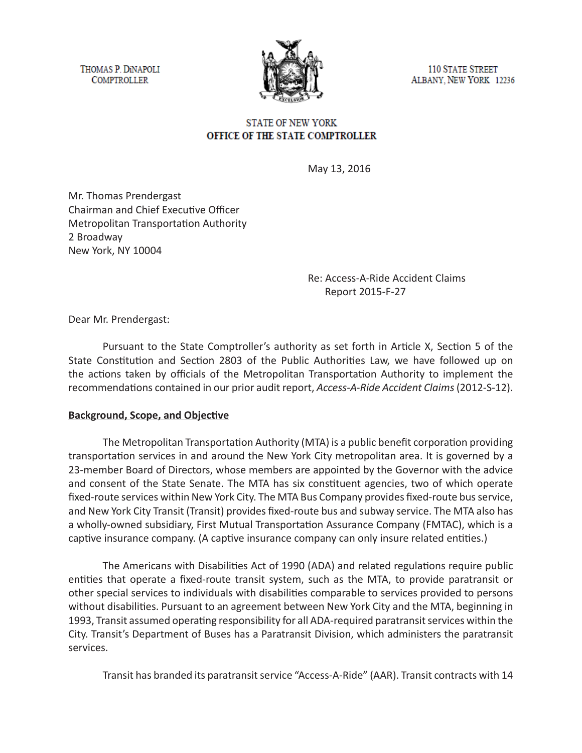THOMAS P. DINAPOLI
COMPTROLLER

110 STATE STREET
ALBANY, NEW YORK 12236

STATE OF NEW YORK
**OFFICE OF THE STATE COMPTROLLER**

May 13, 2016

Mr. Thomas Prendergast
Chairman and Chief Executive Officer
Metropolitan Transportation Authority
2 Broadway
New York, NY 10004

Re: Access-A-Ride Accident Claims
Report 2015-F-27

Dear Mr. Prendergast:

Pursuant to the State Comptroller's authority as set forth in Article X, Section 5 of the State Constitution and Section 2803 of the Public Authorities Law, we have followed up on the actions taken by officials of the Metropolitan Transportation Authority to implement the recommendations contained in our prior audit report, *Access-A-Ride Accident Claims* (2012-S-12).

**Background, Scope, and Objective**

The Metropolitan Transportation Authority (MTA) is a public benefit corporation providing transportation services in and around the New York City metropolitan area. It is governed by a 23-member Board of Directors, whose members are appointed by the Governor with the advice and consent of the State Senate. The MTA has six constituent agencies, two of which operate fixed-route services within New York City. The MTA Bus Company provides fixed-route bus service, and New York City Transit (Transit) provides fixed-route bus and subway service. The MTA also has a wholly-owned subsidiary, First Mutual Transportation Assurance Company (FMTAC), which is a captive insurance company. (A captive insurance company can only insure related entities.)

The Americans with Disabilities Act of 1990 (ADA) and related regulations require public entities that operate a fixed-route transit system, such as the MTA, to provide paratransit or other special services to individuals with disabilities comparable to services provided to persons without disabilities. Pursuant to an agreement between New York City and the MTA, beginning in 1993, Transit assumed operating responsibility for all ADA-required paratransit services within the City. Transit's Department of Buses has a Paratransit Division, which administers the paratransit services.

Transit has branded its paratransit service "Access-A-Ride" (AAR). Transit contracts with 14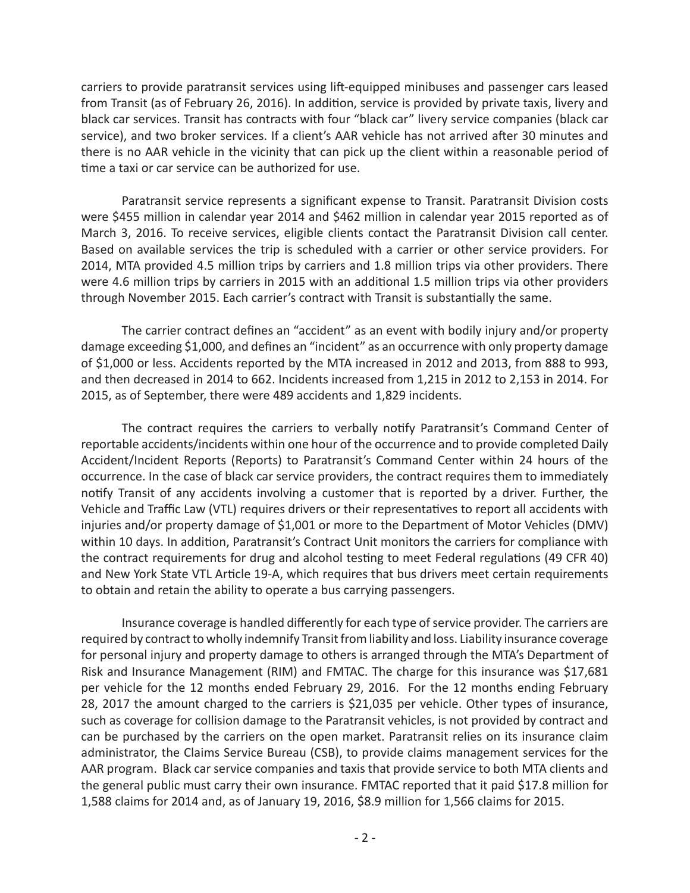carriers to provide paratransit services using lift-equipped minibuses and passenger cars leased from Transit (as of February 26, 2016). In addition, service is provided by private taxis, livery and black car services. Transit has contracts with four "black car" livery service companies (black car service), and two broker services. If a client's AAR vehicle has not arrived after 30 minutes and there is no AAR vehicle in the vicinity that can pick up the client within a reasonable period of time a taxi or car service can be authorized for use.

Paratransit service represents a significant expense to Transit. Paratransit Division costs were $455 million in calendar year 2014 and $462 million in calendar year 2015 reported as of March 3, 2016. To receive services, eligible clients contact the Paratransit Division call center. Based on available services the trip is scheduled with a carrier or other service providers. For 2014, MTA provided 4.5 million trips by carriers and 1.8 million trips via other providers. There were 4.6 million trips by carriers in 2015 with an additional 1.5 million trips via other providers through November 2015. Each carrier's contract with Transit is substantially the same.

The carrier contract defines an "accident" as an event with bodily injury and/or property damage exceeding $1,000, and defines an "incident" as an occurrence with only property damage of $1,000 or less. Accidents reported by the MTA increased in 2012 and 2013, from 888 to 993, and then decreased in 2014 to 662. Incidents increased from 1,215 in 2012 to 2,153 in 2014. For 2015, as of September, there were 489 accidents and 1,829 incidents.

The contract requires the carriers to verbally notify Paratransit's Command Center of reportable accidents/incidents within one hour of the occurrence and to provide completed Daily Accident/Incident Reports (Reports) to Paratransit's Command Center within 24 hours of the occurrence. In the case of black car service providers, the contract requires them to immediately notify Transit of any accidents involving a customer that is reported by a driver. Further, the Vehicle and Traffic Law (VTL) requires drivers or their representatives to report all accidents with injuries and/or property damage of $1,001 or more to the Department of Motor Vehicles (DMV) within 10 days. In addition, Paratransit's Contract Unit monitors the carriers for compliance with the contract requirements for drug and alcohol testing to meet Federal regulations (49 CFR 40) and New York State VTL Article 19-A, which requires that bus drivers meet certain requirements to obtain and retain the ability to operate a bus carrying passengers.

Insurance coverage is handled differently for each type of service provider. The carriers are required by contract to wholly indemnify Transit from liability and loss. Liability insurance coverage for personal injury and property damage to others is arranged through the MTA's Department of Risk and Insurance Management (RIM) and FMTAC. The charge for this insurance was $17,681 per vehicle for the 12 months ended February 29, 2016. For the 12 months ending February 28, 2017 the amount charged to the carriers is $21,035 per vehicle. Other types of insurance, such as coverage for collision damage to the Paratransit vehicles, is not provided by contract and can be purchased by the carriers on the open market. Paratransit relies on its insurance claim administrator, the Claims Service Bureau (CSB), to provide claims management services for the AAR program. Black car service companies and taxis that provide service to both MTA clients and the general public must carry their own insurance. FMTAC reported that it paid $17.8 million for 1,588 claims for 2014 and, as of January 19, 2016, $8.9 million for 1,566 claims for 2015.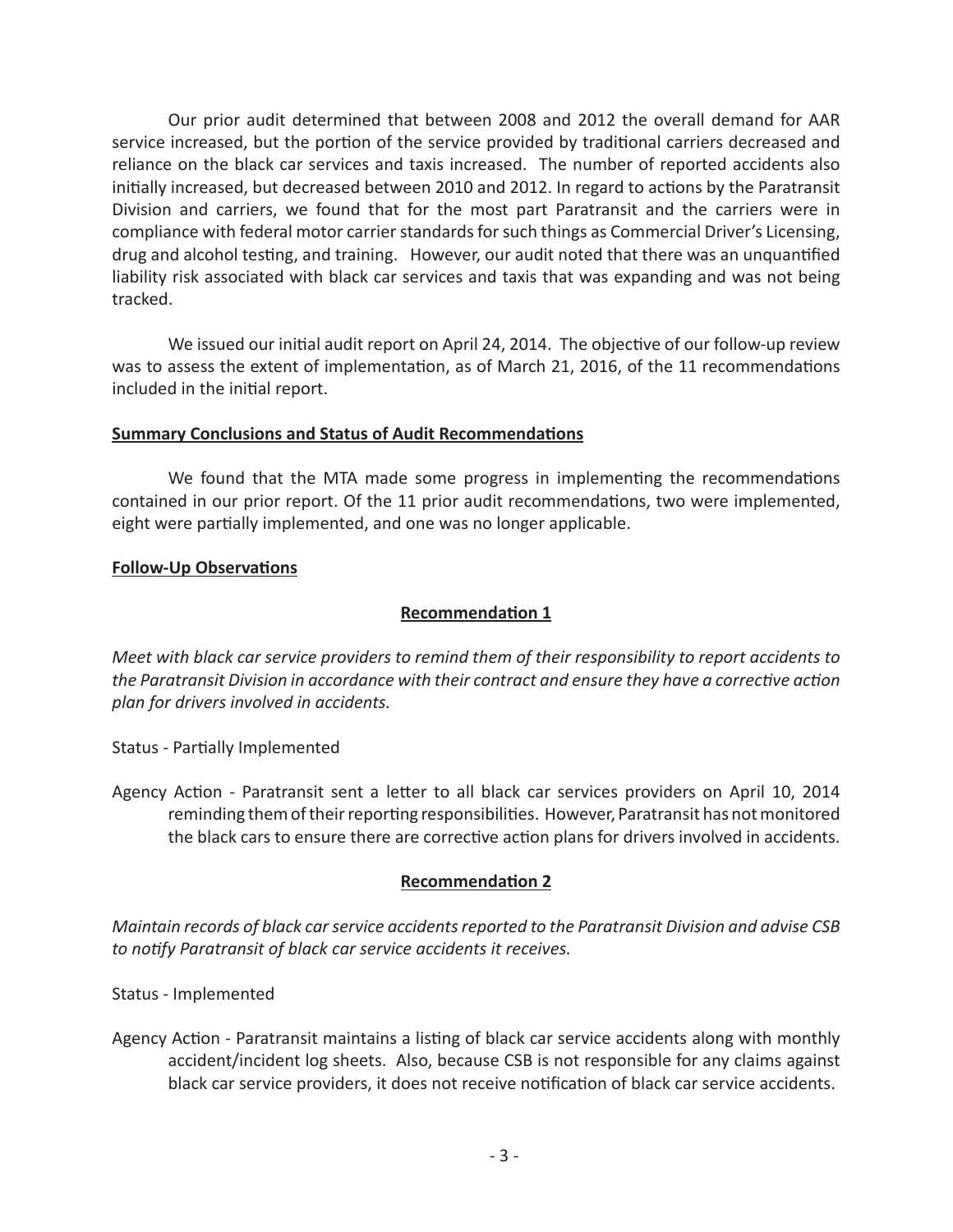Our prior audit determined that between 2008 and 2012 the overall demand for AAR service increased, but the portion of the service provided by traditional carriers decreased and reliance on the black car services and taxis increased. The number of reported accidents also initially increased, but decreased between 2010 and 2012. In regard to actions by the Paratransit Division and carriers, we found that for the most part Paratransit and the carriers were in compliance with federal motor carrier standards for such things as Commercial Driver's Licensing, drug and alcohol testing, and training. However, our audit noted that there was an unquantified liability risk associated with black car services and taxis that was expanding and was not being tracked.

We issued our initial audit report on April 24, 2014. The objective of our follow-up review was to assess the extent of implementation, as of March 21, 2016, of the 11 recommendations included in the initial report.

**Summary Conclusions and Status of Audit Recommendations**

We found that the MTA made some progress in implementing the recommendations contained in our prior report. Of the 11 prior audit recommendations, two were implemented, eight were partially implemented, and one was no longer applicable.

**Follow-Up Observations**

**Recommendation 1**

*Meet with black car service providers to remind them of their responsibility to report accidents to the Paratransit Division in accordance with their contract and ensure they have a corrective action plan for drivers involved in accidents.*

Status - Partially Implemented

Agency Action - Paratransit sent a letter to all black car services providers on April 10, 2014 reminding them of their reporting responsibilities. However, Paratransit has not monitored the black cars to ensure there are corrective action plans for drivers involved in accidents.

**Recommendation 2**

*Maintain records of black car service accidents reported to the Paratransit Division and advise CSB to notify Paratransit of black car service accidents it receives.*

Status - Implemented

Agency Action - Paratransit maintains a listing of black car service accidents along with monthly accident/incident log sheets. Also, because CSB is not responsible for any claims against black car service providers, it does not receive notification of black car service accidents.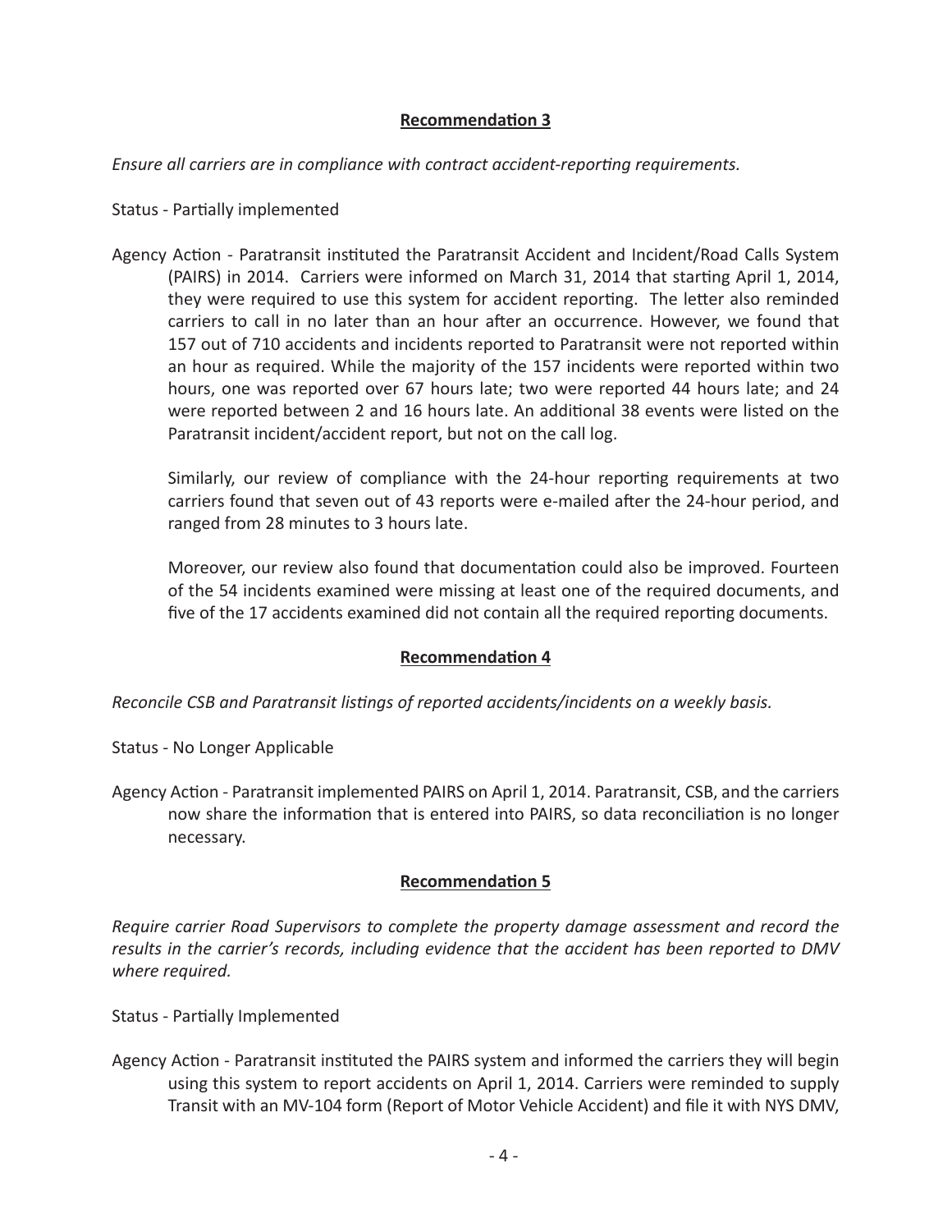## Recommendation 3

*Ensure all carriers are in compliance with contract accident-reporting requirements.*

Status - Partially implemented

Agency Action - Paratransit instituted the Paratransit Accident and Incident/Road Calls System (PAIRS) in 2014. Carriers were informed on March 31, 2014 that starting April 1, 2014, they were required to use this system for accident reporting. The letter also reminded carriers to call in no later than an hour after an occurrence. However, we found that 157 out of 710 accidents and incidents reported to Paratransit were not reported within an hour as required. While the majority of the 157 incidents were reported within two hours, one was reported over 67 hours late; two were reported 44 hours late; and 24 were reported between 2 and 16 hours late. An additional 38 events were listed on the Paratransit incident/accident report, but not on the call log.

Similarly, our review of compliance with the 24-hour reporting requirements at two carriers found that seven out of 43 reports were e-mailed after the 24-hour period, and ranged from 28 minutes to 3 hours late.

Moreover, our review also found that documentation could also be improved. Fourteen of the 54 incidents examined were missing at least one of the required documents, and five of the 17 accidents examined did not contain all the required reporting documents.

## Recommendation 4

*Reconcile CSB and Paratransit listings of reported accidents/incidents on a weekly basis.*

Status - No Longer Applicable

Agency Action - Paratransit implemented PAIRS on April 1, 2014. Paratransit, CSB, and the carriers now share the information that is entered into PAIRS, so data reconciliation is no longer necessary.

## Recommendation 5

*Require carrier Road Supervisors to complete the property damage assessment and record the results in the carrier's records, including evidence that the accident has been reported to DMV where required.*

Status - Partially Implemented

Agency Action - Paratransit instituted the PAIRS system and informed the carriers they will begin using this system to report accidents on April 1, 2014. Carriers were reminded to supply Transit with an MV-104 form (Report of Motor Vehicle Accident) and file it with NYS DMV,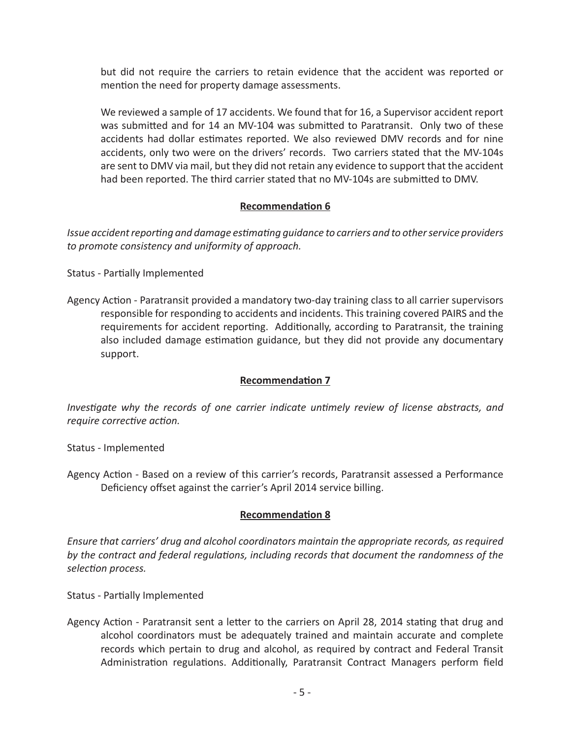but did not require the carriers to retain evidence that the accident was reported or mention the need for property damage assessments.

We reviewed a sample of 17 accidents. We found that for 16, a Supervisor accident report was submitted and for 14 an MV-104 was submitted to Paratransit. Only two of these accidents had dollar estimates reported. We also reviewed DMV records and for nine accidents, only two were on the drivers' records. Two carriers stated that the MV-104s are sent to DMV via mail, but they did not retain any evidence to support that the accident had been reported. The third carrier stated that no MV-104s are submitted to DMV.

**Recommendation 6**

*Issue accident reporting and damage estimating guidance to carriers and to other service providers to promote consistency and uniformity of approach.*

Status - Partially Implemented

Agency Action - Paratransit provided a mandatory two-day training class to all carrier supervisors responsible for responding to accidents and incidents. This training covered PAIRS and the requirements for accident reporting. Additionally, according to Paratransit, the training also included damage estimation guidance, but they did not provide any documentary support.

**Recommendation 7**

*Investigate why the records of one carrier indicate untimely review of license abstracts, and require corrective action.*

Status - Implemented

Agency Action - Based on a review of this carrier's records, Paratransit assessed a Performance Deficiency offset against the carrier's April 2014 service billing.

**Recommendation 8**

*Ensure that carriers' drug and alcohol coordinators maintain the appropriate records, as required by the contract and federal regulations, including records that document the randomness of the selection process.*

Status - Partially Implemented

Agency Action - Paratransit sent a letter to the carriers on April 28, 2014 stating that drug and alcohol coordinators must be adequately trained and maintain accurate and complete records which pertain to drug and alcohol, as required by contract and Federal Transit Administration regulations. Additionally, Paratransit Contract Managers perform field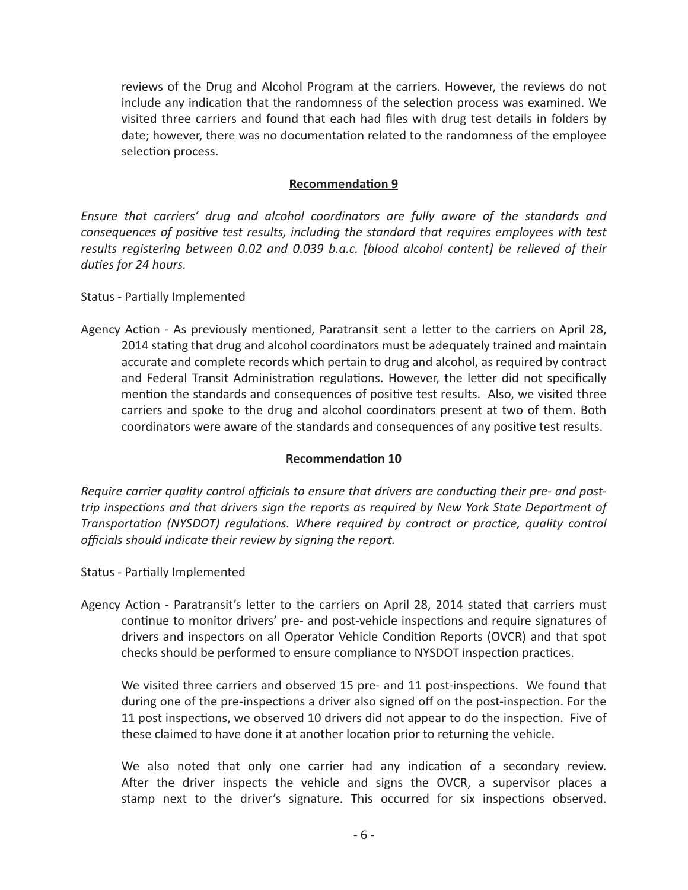reviews of the Drug and Alcohol Program at the carriers. However, the reviews do not include any indication that the randomness of the selection process was examined. We visited three carriers and found that each had files with drug test details in folders by date; however, there was no documentation related to the randomness of the employee selection process.

**Recommendation 9**

*Ensure that carriers' drug and alcohol coordinators are fully aware of the standards and consequences of positive test results, including the standard that requires employees with test results registering between 0.02 and 0.039 b.a.c. [blood alcohol content] be relieved of their duties for 24 hours.*

Status - Partially Implemented

Agency Action - As previously mentioned, Paratransit sent a letter to the carriers on April 28, 2014 stating that drug and alcohol coordinators must be adequately trained and maintain accurate and complete records which pertain to drug and alcohol, as required by contract and Federal Transit Administration regulations. However, the letter did not specifically mention the standards and consequences of positive test results. Also, we visited three carriers and spoke to the drug and alcohol coordinators present at two of them. Both coordinators were aware of the standards and consequences of any positive test results.

**Recommendation 10**

*Require carrier quality control officials to ensure that drivers are conducting their pre- and post-trip inspections and that drivers sign the reports as required by New York State Department of Transportation (NYSDOT) regulations. Where required by contract or practice, quality control officials should indicate their review by signing the report.*

Status - Partially Implemented

Agency Action - Paratransit's letter to the carriers on April 28, 2014 stated that carriers must continue to monitor drivers' pre- and post-vehicle inspections and require signatures of drivers and inspectors on all Operator Vehicle Condition Reports (OVCR) and that spot checks should be performed to ensure compliance to NYSDOT inspection practices.

We visited three carriers and observed 15 pre- and 11 post-inspections. We found that during one of the pre-inspections a driver also signed off on the post-inspection. For the 11 post inspections, we observed 10 drivers did not appear to do the inspection. Five of these claimed to have done it at another location prior to returning the vehicle.

We also noted that only one carrier had any indication of a secondary review. After the driver inspects the vehicle and signs the OVCR, a supervisor places a stamp next to the driver's signature. This occurred for six inspections observed.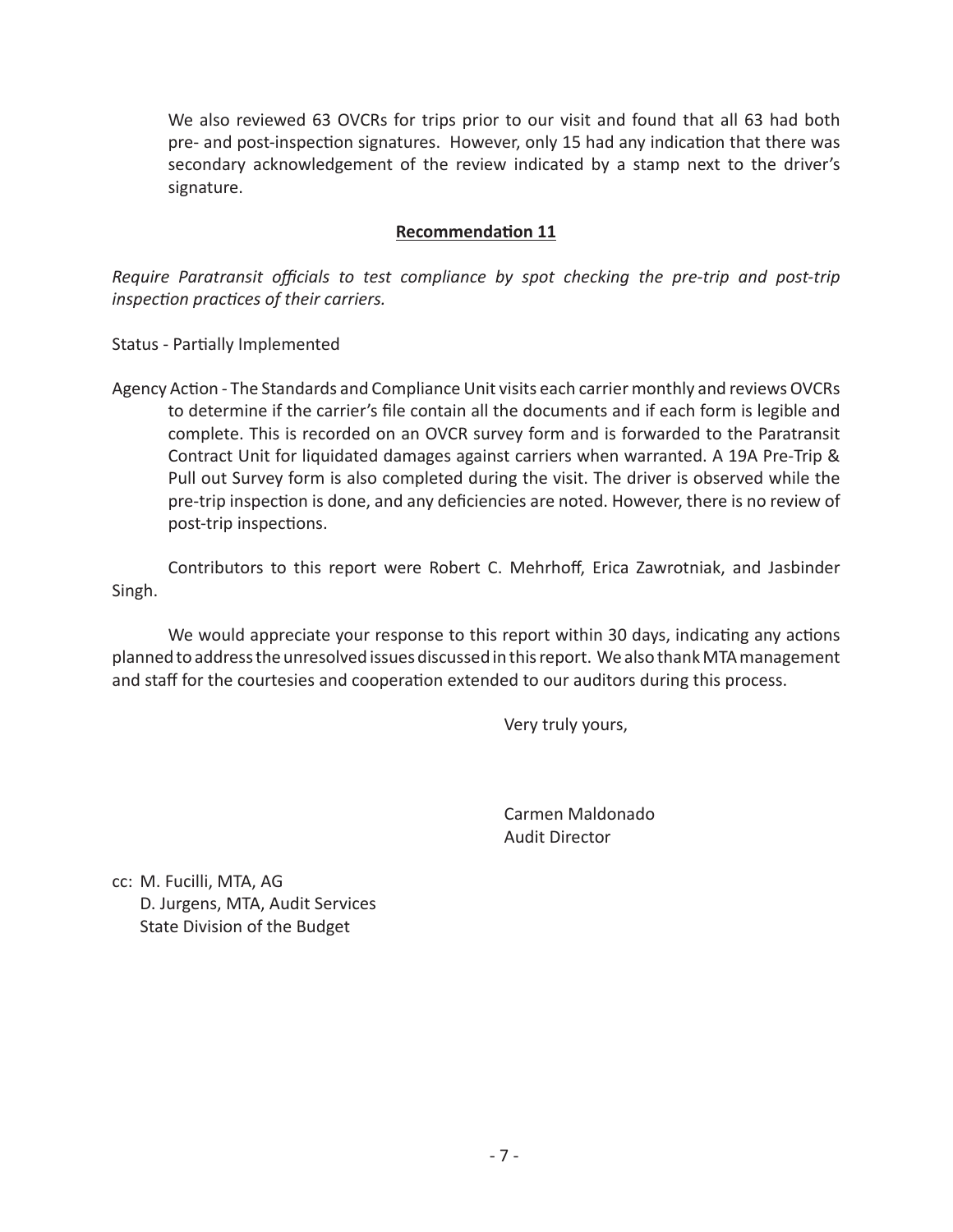We also reviewed 63 OVCRs for trips prior to our visit and found that all 63 had both pre- and post-inspection signatures. However, only 15 had any indication that there was secondary acknowledgement of the review indicated by a stamp next to the driver's signature.

**Recommendation 11**

*Require Paratransit officials to test compliance by spot checking the pre-trip and post-trip inspection practices of their carriers.*

Status - Partially Implemented

Agency Action - The Standards and Compliance Unit visits each carrier monthly and reviews OVCRs to determine if the carrier's file contain all the documents and if each form is legible and complete. This is recorded on an OVCR survey form and is forwarded to the Paratransit Contract Unit for liquidated damages against carriers when warranted. A 19A Pre-Trip & Pull out Survey form is also completed during the visit. The driver is observed while the pre-trip inspection is done, and any deficiencies are noted. However, there is no review of post-trip inspections.

Contributors to this report were Robert C. Mehrhoff, Erica Zawrotniak, and Jasbinder Singh.

We would appreciate your response to this report within 30 days, indicating any actions planned to address the unresolved issues discussed in this report. We also thank MTA management and staff for the courtesies and cooperation extended to our auditors during this process.

Very truly yours,

Carmen Maldonado
Audit Director

cc: M. Fucilli, MTA, AG
D. Jurgens, MTA, Audit Services
State Division of the Budget